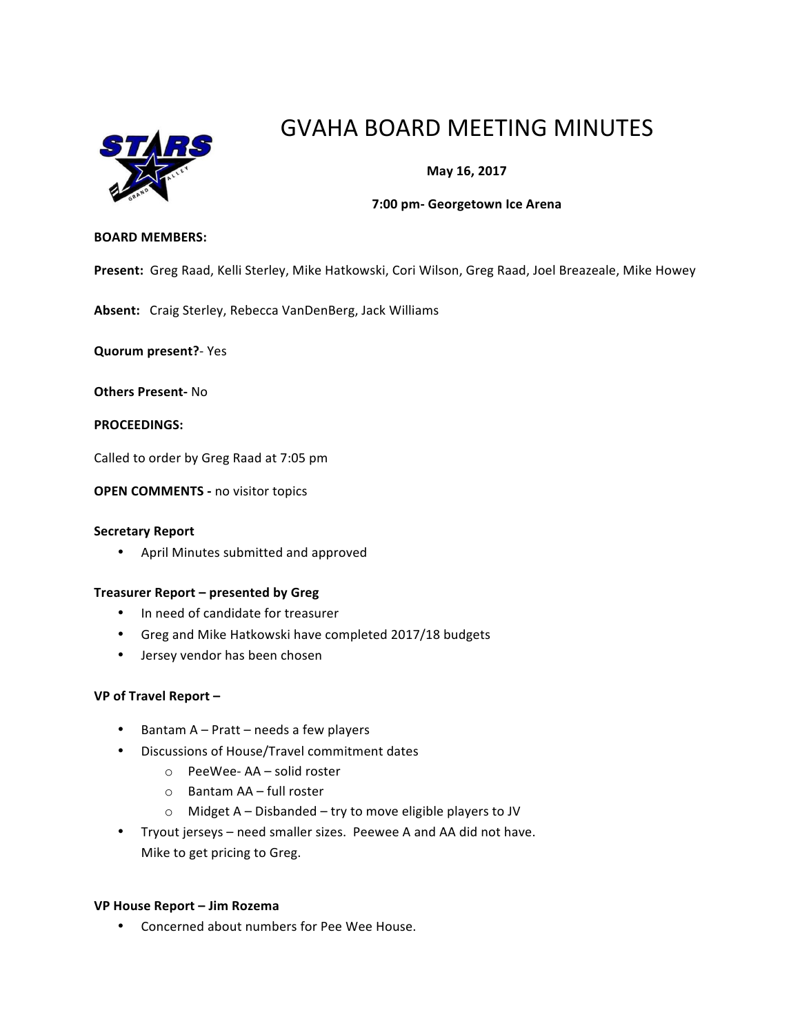# GVAHA BOARD MEETING MINUTES

**May 16, 2017**

**7:00 pm- Georgetown Ice Arena**

**BOARD MEMBERS:**

**Present:** Greg Raad, Kelli Sterley, Mike Hatkowski, Cori Wilson, Greg Raad, Joel Breazeale, Mike Howey

**Absent:** Craig Sterley, Rebecca VanDenBerg, Jack Williams

**Quorum present?**- Yes

**Others Present-** No

**PROCEEDINGS:**

Called to order by Greg Raad at 7:05 pm

**OPEN COMMENTS -** no visitor topics

**Secretary Report**

- April Minutes submitted and approved

**Treasurer Report – presented by Greg**

- In need of candidate for treasurer
- Greg and Mike Hatkowski have completed 2017/18 budgets
- Jersey vendor has been chosen

**VP of Travel Report –**

- Bantam A – Pratt – needs a few players
- Discussions of House/Travel commitment dates
  - PeeWee- AA – solid roster
  - Bantam AA – full roster
  - Midget A – Disbanded – try to move eligible players to JV
- Tryout jerseys – need smaller sizes. Peewee A and AA did not have. Mike to get pricing to Greg.

**VP House Report – Jim Rozema**

- Concerned about numbers for Pee Wee House.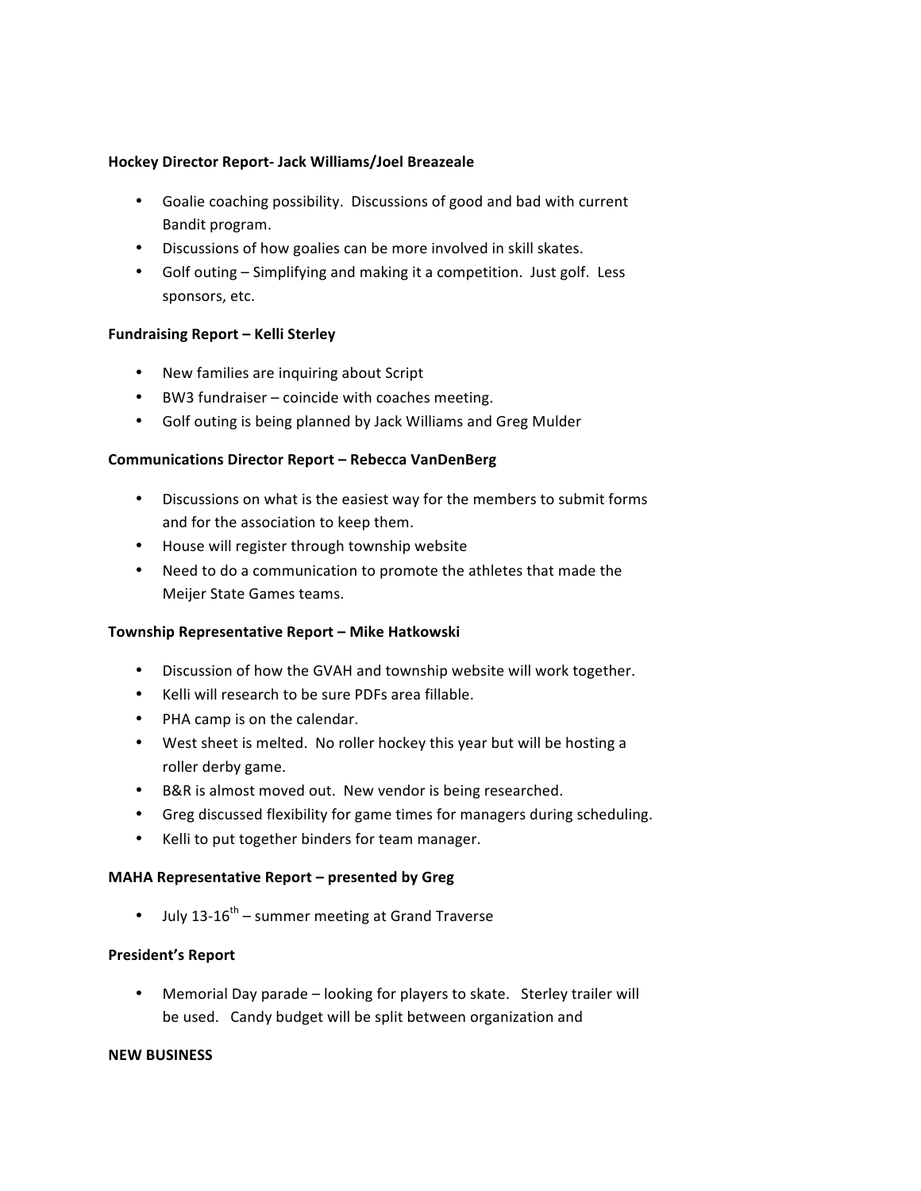**Hockey Director Report- Jack Williams/Joel Breazeale**

- Goalie coaching possibility. Discussions of good and bad with current Bandit program.
- Discussions of how goalies can be more involved in skill skates.
- Golf outing – Simplifying and making it a competition. Just golf. Less sponsors, etc.

**Fundraising Report – Kelli Sterley**

- New families are inquiring about Script
- BW3 fundraiser – coincide with coaches meeting.
- Golf outing is being planned by Jack Williams and Greg Mulder

**Communications Director Report – Rebecca VanDenBerg**

- Discussions on what is the easiest way for the members to submit forms and for the association to keep them.
- House will register through township website
- Need to do a communication to promote the athletes that made the Meijer State Games teams.

**Township Representative Report – Mike Hatkowski**

- Discussion of how the GVAH and township website will work together.
- Kelli will research to be sure PDFs area fillable.
- PHA camp is on the calendar.
- West sheet is melted. No roller hockey this year but will be hosting a roller derby game.
- B&R is almost moved out. New vendor is being researched.
- Greg discussed flexibility for game times for managers during scheduling.
- Kelli to put together binders for team manager.

**MAHA Representative Report – presented by Greg**

- July 13-16th – summer meeting at Grand Traverse

**President's Report**

- Memorial Day parade – looking for players to skate. Sterley trailer will be used. Candy budget will be split between organization and

**NEW BUSINESS**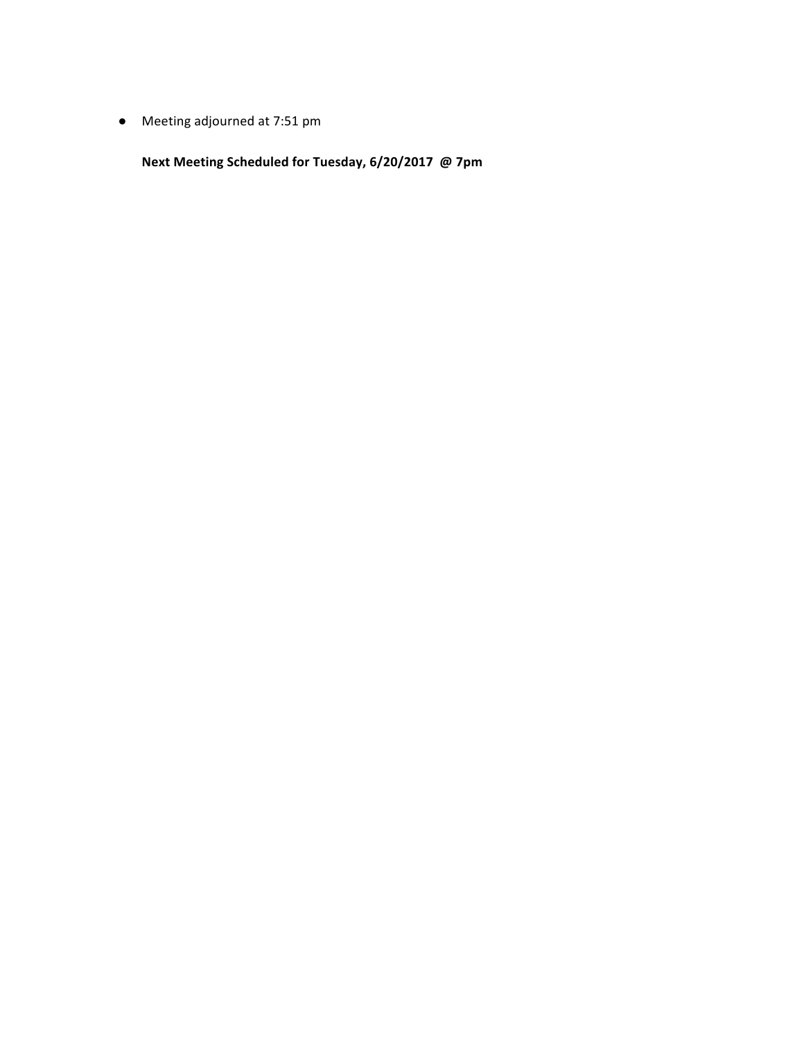- Meeting adjourned at 7:51 pm

**Next Meeting Scheduled for Tuesday, 6/20/2017 @ 7pm**